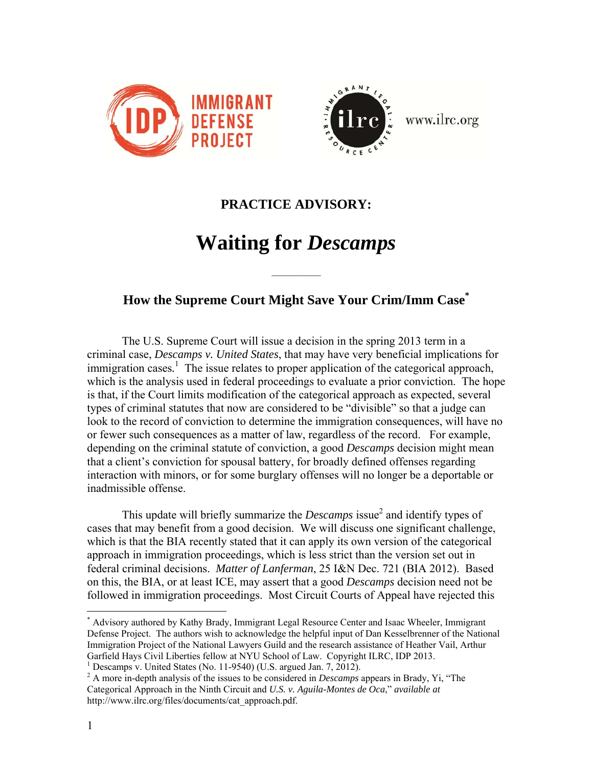IMMIGRANT DEFENSE PROJECT

www.ilrc.org

**PRACTICE ADVISORY:**

# Waiting for *Descamps*

## How the Supreme Court Might Save Your Crim/Imm Case*

The U.S. Supreme Court will issue a decision in the spring 2013 term in a criminal case, *Descamps v. United States*, that may have very beneficial implications for immigration cases.[1] The issue relates to proper application of the categorical approach, which is the analysis used in federal proceedings to evaluate a prior conviction. The hope is that, if the Court limits modification of the categorical approach as expected, several types of criminal statutes that now are considered to be "divisible" so that a judge can look to the record of conviction to determine the immigration consequences, will have no or fewer such consequences as a matter of law, regardless of the record. For example, depending on the criminal statute of conviction, a good *Descamps* decision might mean that a client's conviction for spousal battery, for broadly defined offenses regarding interaction with minors, or for some burglary offenses will no longer be a deportable or inadmissible offense.

This update will briefly summarize the *Descamps* issue[2] and identify types of cases that may benefit from a good decision. We will discuss one significant challenge, which is that the BIA recently stated that it can apply its own version of the categorical approach in immigration proceedings, which is less strict than the version set out in federal criminal decisions. *Matter of Lanferman*, 25 I&N Dec. 721 (BIA 2012). Based on this, the BIA, or at least ICE, may assert that a good *Descamps* decision need not be followed in immigration proceedings. Most Circuit Courts of Appeal have rejected this

---

\* Advisory authored by Kathy Brady, Immigrant Legal Resource Center and Isaac Wheeler, Immigrant Defense Project. The authors wish to acknowledge the helpful input of Dan Kesselbrenner of the National Immigration Project of the National Lawyers Guild and the research assistance of Heather Vail, Arthur Garfield Hays Civil Liberties fellow at NYU School of Law. Copyright ILRC, IDP 2013.

[1] Descamps v. United States (No. 11-9540) (U.S. argued Jan. 7, 2012).

[2] A more in-depth analysis of the issues to be considered in *Descamps* appears in Brady, Yi, "The Categorical Approach in the Ninth Circuit and *U.S. v. Aguila-Montes de Oca*," *available at* http://www.ilrc.org/files/documents/cat_approach.pdf.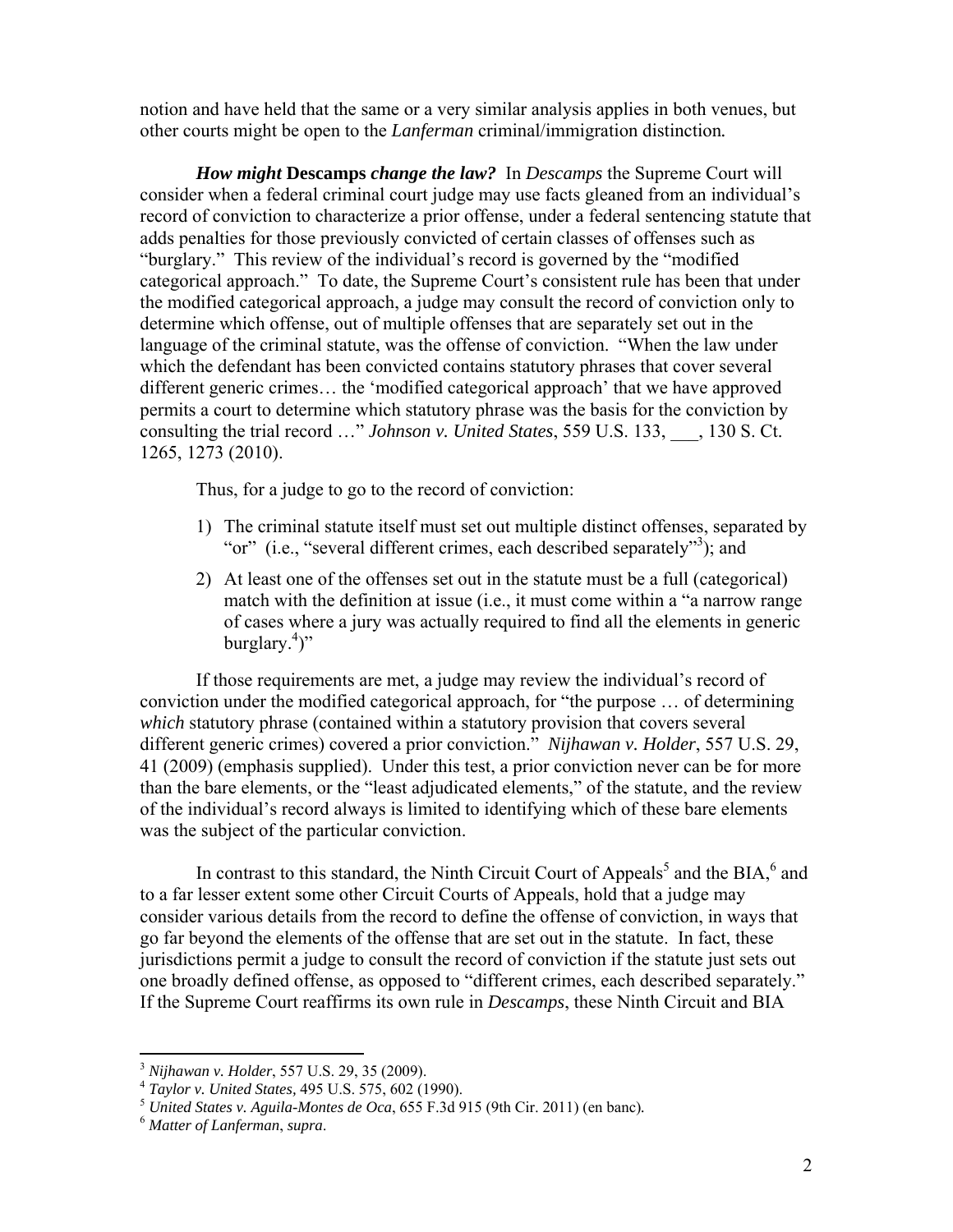notion and have held that the same or a very similar analysis applies in both venues, but other courts might be open to the *Lanferman* criminal/immigration distinction.

***How might* Descamps *change the law?*** In *Descamps* the Supreme Court will consider when a federal criminal court judge may use facts gleaned from an individual's record of conviction to characterize a prior offense, under a federal sentencing statute that adds penalties for those previously convicted of certain classes of offenses such as "burglary." This review of the individual's record is governed by the "modified categorical approach." To date, the Supreme Court's consistent rule has been that under the modified categorical approach, a judge may consult the record of conviction only to determine which offense, out of multiple offenses that are separately set out in the language of the criminal statute, was the offense of conviction. "When the law under which the defendant has been convicted contains statutory phrases that cover several different generic crimes… the 'modified categorical approach' that we have approved permits a court to determine which statutory phrase was the basis for the conviction by consulting the trial record …" *Johnson v. United States*, 559 U.S. 133, ___, 130 S. Ct. 1265, 1273 (2010).

Thus, for a judge to go to the record of conviction:

1) The criminal statute itself must set out multiple distinct offenses, separated by "or" (i.e., "several different crimes, each described separately"[3]); and
2) At least one of the offenses set out in the statute must be a full (categorical) match with the definition at issue (i.e., it must come within a "a narrow range of cases where a jury was actually required to find all the elements in generic burglary.[4])"

If those requirements are met, a judge may review the individual's record of conviction under the modified categorical approach, for "the purpose … of determining *which* statutory phrase (contained within a statutory provision that covers several different generic crimes) covered a prior conviction." *Nijhawan v. Holder*, 557 U.S. 29, 41 (2009) (emphasis supplied). Under this test, a prior conviction never can be for more than the bare elements, or the "least adjudicated elements," of the statute, and the review of the individual's record always is limited to identifying which of these bare elements was the subject of the particular conviction.

In contrast to this standard, the Ninth Circuit Court of Appeals[5] and the BIA,[6] and to a far lesser extent some other Circuit Courts of Appeals, hold that a judge may consider various details from the record to define the offense of conviction, in ways that go far beyond the elements of the offense that are set out in the statute. In fact, these jurisdictions permit a judge to consult the record of conviction if the statute just sets out one broadly defined offense, as opposed to "different crimes, each described separately." If the Supreme Court reaffirms its own rule in *Descamps*, these Ninth Circuit and BIA

---

[3] *Nijhawan v. Holder*, 557 U.S. 29, 35 (2009).

[4] *Taylor v. United States*, 495 U.S. 575, 602 (1990).

[5] *United States v. Aguila-Montes de Oca*, 655 F.3d 915 (9th Cir. 2011) (en banc).

[6] *Matter of Lanferman*, *supra*.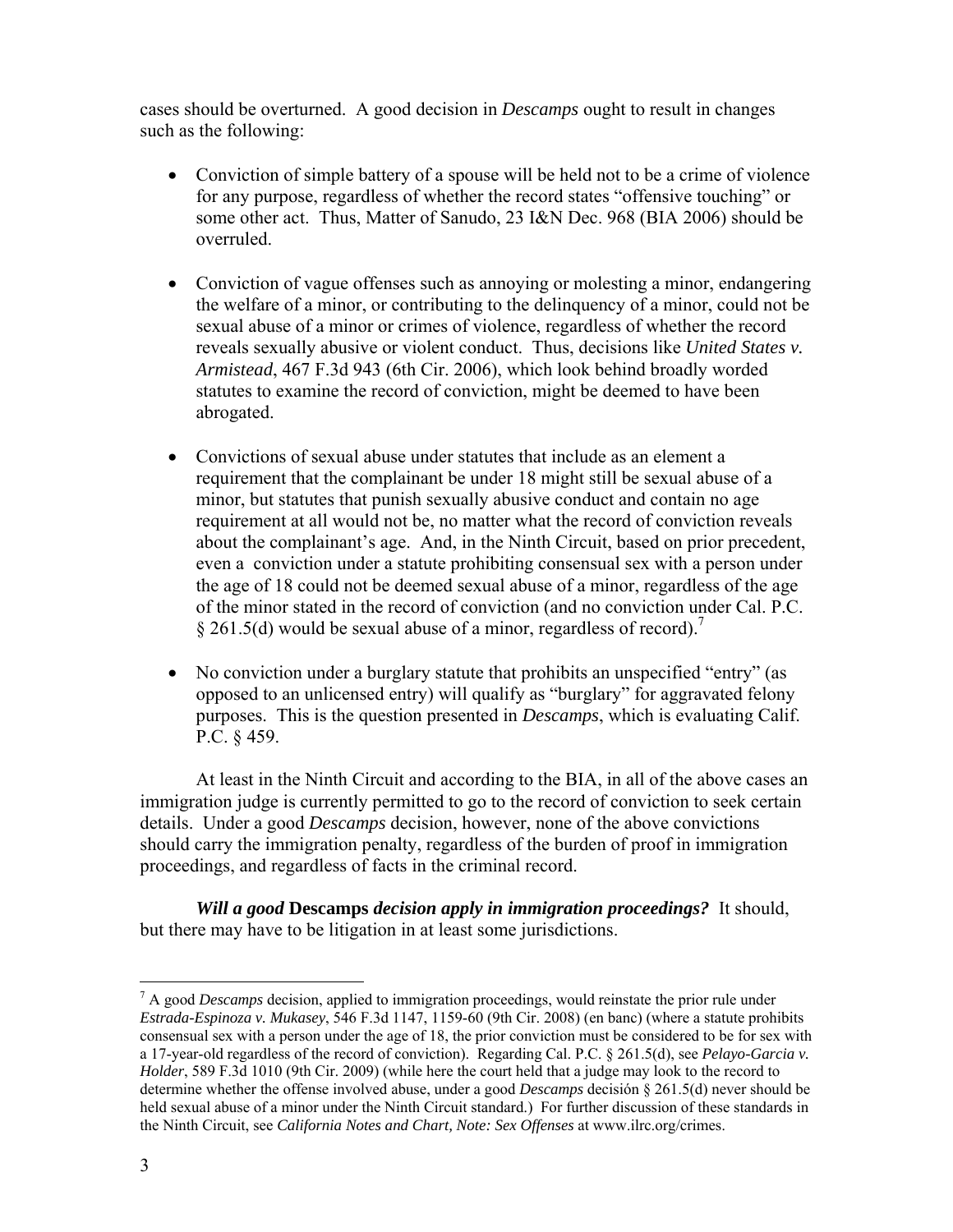cases should be overturned. A good decision in *Descamps* ought to result in changes such as the following:

- Conviction of simple battery of a spouse will be held not to be a crime of violence for any purpose, regardless of whether the record states "offensive touching" or some other act. Thus, Matter of Sanudo, 23 I&N Dec. 968 (BIA 2006) should be overruled.

- Conviction of vague offenses such as annoying or molesting a minor, endangering the welfare of a minor, or contributing to the delinquency of a minor, could not be sexual abuse of a minor or crimes of violence, regardless of whether the record reveals sexually abusive or violent conduct. Thus, decisions like *United States v. Armistead*, 467 F.3d 943 (6th Cir. 2006), which look behind broadly worded statutes to examine the record of conviction, might be deemed to have been abrogated.

- Convictions of sexual abuse under statutes that include as an element a requirement that the complainant be under 18 might still be sexual abuse of a minor, but statutes that punish sexually abusive conduct and contain no age requirement at all would not be, no matter what the record of conviction reveals about the complainant's age. And, in the Ninth Circuit, based on prior precedent, even a conviction under a statute prohibiting consensual sex with a person under the age of 18 could not be deemed sexual abuse of a minor, regardless of the age of the minor stated in the record of conviction (and no conviction under Cal. P.C. § 261.5(d) would be sexual abuse of a minor, regardless of record).[7]

- No conviction under a burglary statute that prohibits an unspecified "entry" (as opposed to an unlicensed entry) will qualify as "burglary" for aggravated felony purposes. This is the question presented in *Descamps*, which is evaluating Calif. P.C. § 459.

At least in the Ninth Circuit and according to the BIA, in all of the above cases an immigration judge is currently permitted to go to the record of conviction to seek certain details. Under a good *Descamps* decision, however, none of the above convictions should carry the immigration penalty, regardless of the burden of proof in immigration proceedings, and regardless of facts in the criminal record.

***Will a good* Descamps *decision apply in immigration proceedings?*** It should, but there may have to be litigation in at least some jurisdictions.

---

[7] A good *Descamps* decision, applied to immigration proceedings, would reinstate the prior rule under *Estrada-Espinoza v. Mukasey*, 546 F.3d 1147, 1159-60 (9th Cir. 2008) (en banc) (where a statute prohibits consensual sex with a person under the age of 18, the prior conviction must be considered to be for sex with a 17-year-old regardless of the record of conviction). Regarding Cal. P.C. § 261.5(d), see *Pelayo-Garcia v. Holder*, 589 F.3d 1010 (9th Cir. 2009) (while here the court held that a judge may look to the record to determine whether the offense involved abuse, under a good *Descamps* decisión § 261.5(d) never should be held sexual abuse of a minor under the Ninth Circuit standard.) For further discussion of these standards in the Ninth Circuit, see *California Notes and Chart, Note: Sex Offenses* at www.ilrc.org/crimes.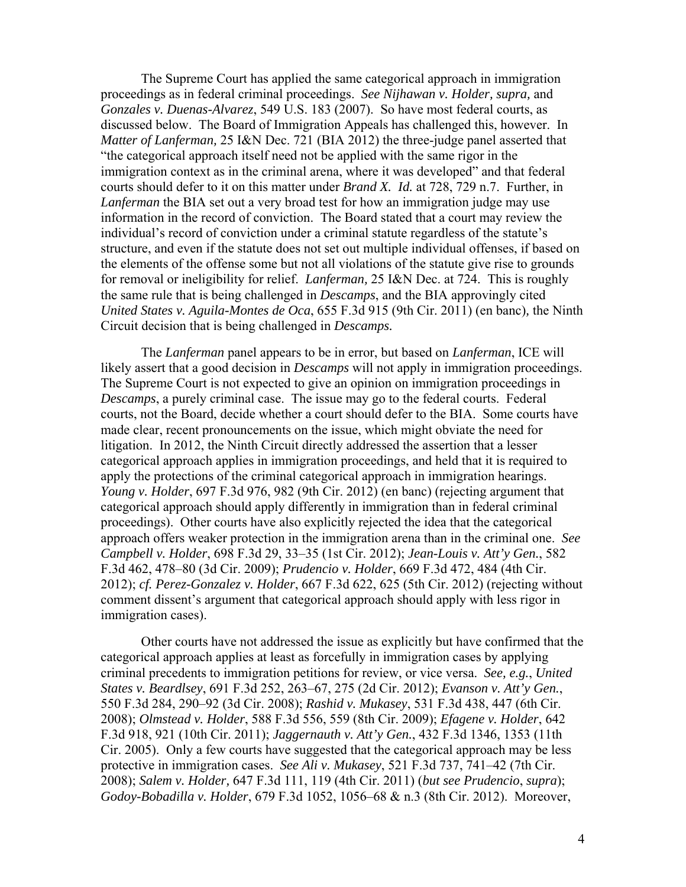The Supreme Court has applied the same categorical approach in immigration proceedings as in federal criminal proceedings. *See Nijhawan v. Holder, supra,* and *Gonzales v. Duenas-Alvarez*, 549 U.S. 183 (2007). So have most federal courts, as discussed below. The Board of Immigration Appeals has challenged this, however. In *Matter of Lanferman,* 25 I&N Dec. 721 (BIA 2012) the three-judge panel asserted that "the categorical approach itself need not be applied with the same rigor in the immigration context as in the criminal arena, where it was developed" and that federal courts should defer to it on this matter under *Brand X. Id.* at 728, 729 n.7. Further, in *Lanferman* the BIA set out a very broad test for how an immigration judge may use information in the record of conviction. The Board stated that a court may review the individual's record of conviction under a criminal statute regardless of the statute's structure, and even if the statute does not set out multiple individual offenses, if based on the elements of the offense some but not all violations of the statute give rise to grounds for removal or ineligibility for relief. *Lanferman,* 25 I&N Dec. at 724. This is roughly the same rule that is being challenged in *Descamps*, and the BIA approvingly cited *United States v. Aguila-Montes de Oca*, 655 F.3d 915 (9th Cir. 2011) (en banc)*,* the Ninth Circuit decision that is being challenged in *Descamps.*

The *Lanferman* panel appears to be in error, but based on *Lanferman*, ICE will likely assert that a good decision in *Descamps* will not apply in immigration proceedings. The Supreme Court is not expected to give an opinion on immigration proceedings in *Descamps*, a purely criminal case. The issue may go to the federal courts. Federal courts, not the Board, decide whether a court should defer to the BIA. Some courts have made clear, recent pronouncements on the issue, which might obviate the need for litigation. In 2012, the Ninth Circuit directly addressed the assertion that a lesser categorical approach applies in immigration proceedings, and held that it is required to apply the protections of the criminal categorical approach in immigration hearings. *Young v. Holder*, 697 F.3d 976, 982 (9th Cir. 2012) (en banc) (rejecting argument that categorical approach should apply differently in immigration than in federal criminal proceedings). Other courts have also explicitly rejected the idea that the categorical approach offers weaker protection in the immigration arena than in the criminal one. *See Campbell v. Holder*, 698 F.3d 29, 33–35 (1st Cir. 2012); *Jean-Louis v. Att'y Gen.*, 582 F.3d 462, 478–80 (3d Cir. 2009); *Prudencio v. Holder*, 669 F.3d 472, 484 (4th Cir. 2012); *cf. Perez-Gonzalez v. Holder*, 667 F.3d 622, 625 (5th Cir. 2012) (rejecting without comment dissent's argument that categorical approach should apply with less rigor in immigration cases).

Other courts have not addressed the issue as explicitly but have confirmed that the categorical approach applies at least as forcefully in immigration cases by applying criminal precedents to immigration petitions for review, or vice versa. *See, e.g.*, *United States v. Beardlsey*, 691 F.3d 252, 263–67, 275 (2d Cir. 2012); *Evanson v. Att'y Gen.*, 550 F.3d 284, 290–92 (3d Cir. 2008); *Rashid v. Mukasey*, 531 F.3d 438, 447 (6th Cir. 2008); *Olmstead v. Holder*, 588 F.3d 556, 559 (8th Cir. 2009); *Efagene v. Holder*, 642 F.3d 918, 921 (10th Cir. 2011); *Jaggernauth v. Att'y Gen.*, 432 F.3d 1346, 1353 (11th Cir. 2005). Only a few courts have suggested that the categorical approach may be less protective in immigration cases. *See Ali v. Mukasey*, 521 F.3d 737, 741–42 (7th Cir. 2008); *Salem v. Holder,* 647 F.3d 111, 119 (4th Cir. 2011) (*but see Prudencio*, *supra*); *Godoy-Bobadilla v. Holder*, 679 F.3d 1052, 1056–68 & n.3 (8th Cir. 2012). Moreover,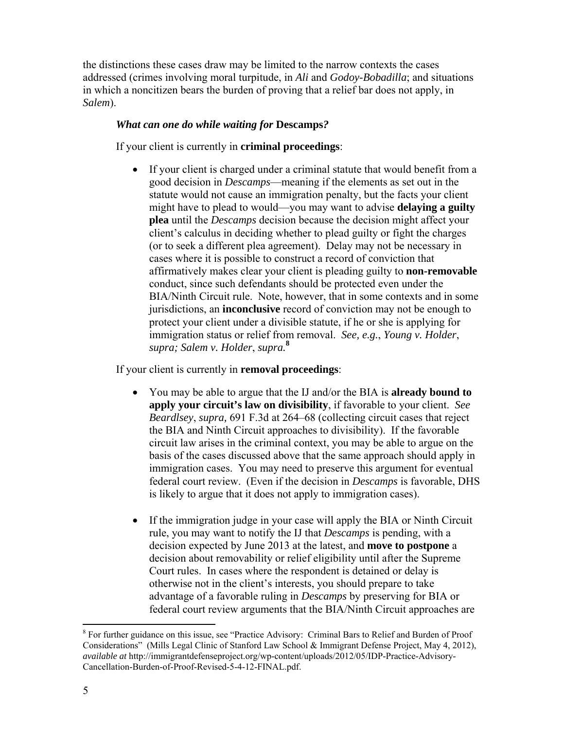the distinctions these cases draw may be limited to the narrow contexts the cases addressed (crimes involving moral turpitude, in *Ali* and *Godoy-Bobadilla*; and situations in which a noncitizen bears the burden of proving that a relief bar does not apply, in *Salem*).

### *What can one do while waiting for* **Descamps***?*

If your client is currently in **criminal proceedings**:

- If your client is charged under a criminal statute that would benefit from a good decision in *Descamps*—meaning if the elements as set out in the statute would not cause an immigration penalty, but the facts your client might have to plead to would—you may want to advise **delaying a guilty plea** until the *Descamps* decision because the decision might affect your client's calculus in deciding whether to plead guilty or fight the charges (or to seek a different plea agreement). Delay may not be necessary in cases where it is possible to construct a record of conviction that affirmatively makes clear your client is pleading guilty to **non-removable** conduct, since such defendants should be protected even under the BIA/Ninth Circuit rule. Note, however, that in some contexts and in some jurisdictions, an **inconclusive** record of conviction may not be enough to protect your client under a divisible statute, if he or she is applying for immigration status or relief from removal. *See, e.g.*, *Young v. Holder*, *supra; Salem v. Holder*, *supra.*[8]

If your client is currently in **removal proceedings**:

- You may be able to argue that the IJ and/or the BIA is **already bound to apply your circuit's law on divisibility**, if favorable to your client. *See Beardlsey*, *supra,* 691 F.3d at 264–68 (collecting circuit cases that reject the BIA and Ninth Circuit approaches to divisibility). If the favorable circuit law arises in the criminal context, you may be able to argue on the basis of the cases discussed above that the same approach should apply in immigration cases. You may need to preserve this argument for eventual federal court review. (Even if the decision in *Descamps* is favorable, DHS is likely to argue that it does not apply to immigration cases).

- If the immigration judge in your case will apply the BIA or Ninth Circuit rule, you may want to notify the IJ that *Descamps* is pending, with a decision expected by June 2013 at the latest, and **move to postpone** a decision about removability or relief eligibility until after the Supreme Court rules. In cases where the respondent is detained or delay is otherwise not in the client's interests, you should prepare to take advantage of a favorable ruling in *Descamps* by preserving for BIA or federal court review arguments that the BIA/Ninth Circuit approaches are

---

[8] For further guidance on this issue, see "Practice Advisory: Criminal Bars to Relief and Burden of Proof Considerations" (Mills Legal Clinic of Stanford Law School & Immigrant Defense Project, May 4, 2012), *available at* http://immigrantdefenseproject.org/wp-content/uploads/2012/05/IDP-Practice-Advisory-Cancellation-Burden-of-Proof-Revised-5-4-12-FINAL.pdf.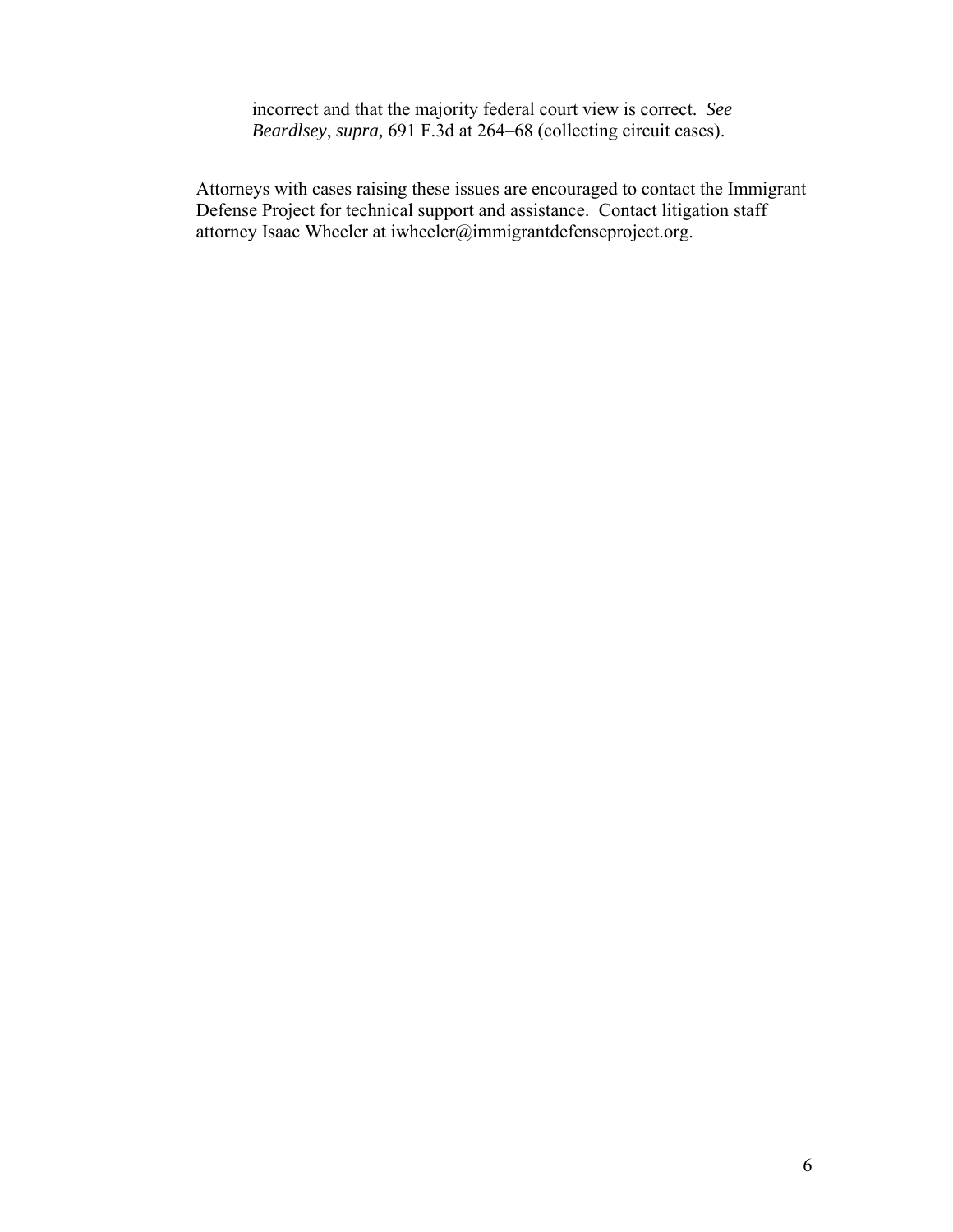incorrect and that the majority federal court view is correct. *See Beardlsey*, *supra,* 691 F.3d at 264–68 (collecting circuit cases).

Attorneys with cases raising these issues are encouraged to contact the Immigrant Defense Project for technical support and assistance. Contact litigation staff attorney Isaac Wheeler at iwheeler@immigrantdefenseproject.org.